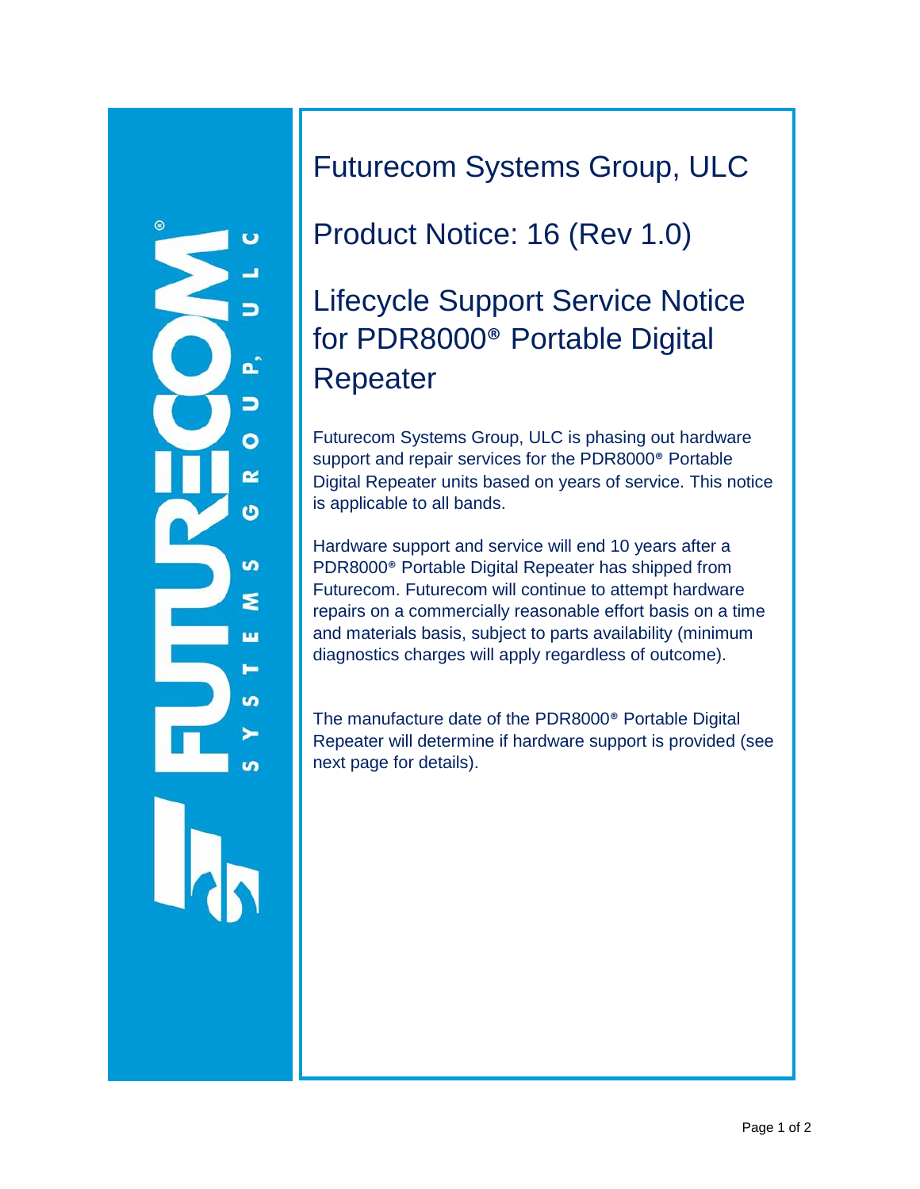# Futurecom Systems Group, ULC

## Product Notice: 16 (Rev 1.0)

## Lifecycle Support Service Notice for PDR8000® Portable Digital Repeater

Futurecom Systems Group, ULC is phasing out hardware support and repair services for the PDR8000® Portable Digital Repeater units based on years of service. This notice is applicable to all bands.

Hardware support and service will end 10 years after a PDR8000® Portable Digital Repeater has shipped from Futurecom. Futurecom will continue to attempt hardware repairs on a commercially reasonable effort basis on a time and materials basis, subject to parts availability (minimum diagnostics charges will apply regardless of outcome).

The manufacture date of the PDR8000® Portable Digital Repeater will determine if hardware support is provided (see next page for details).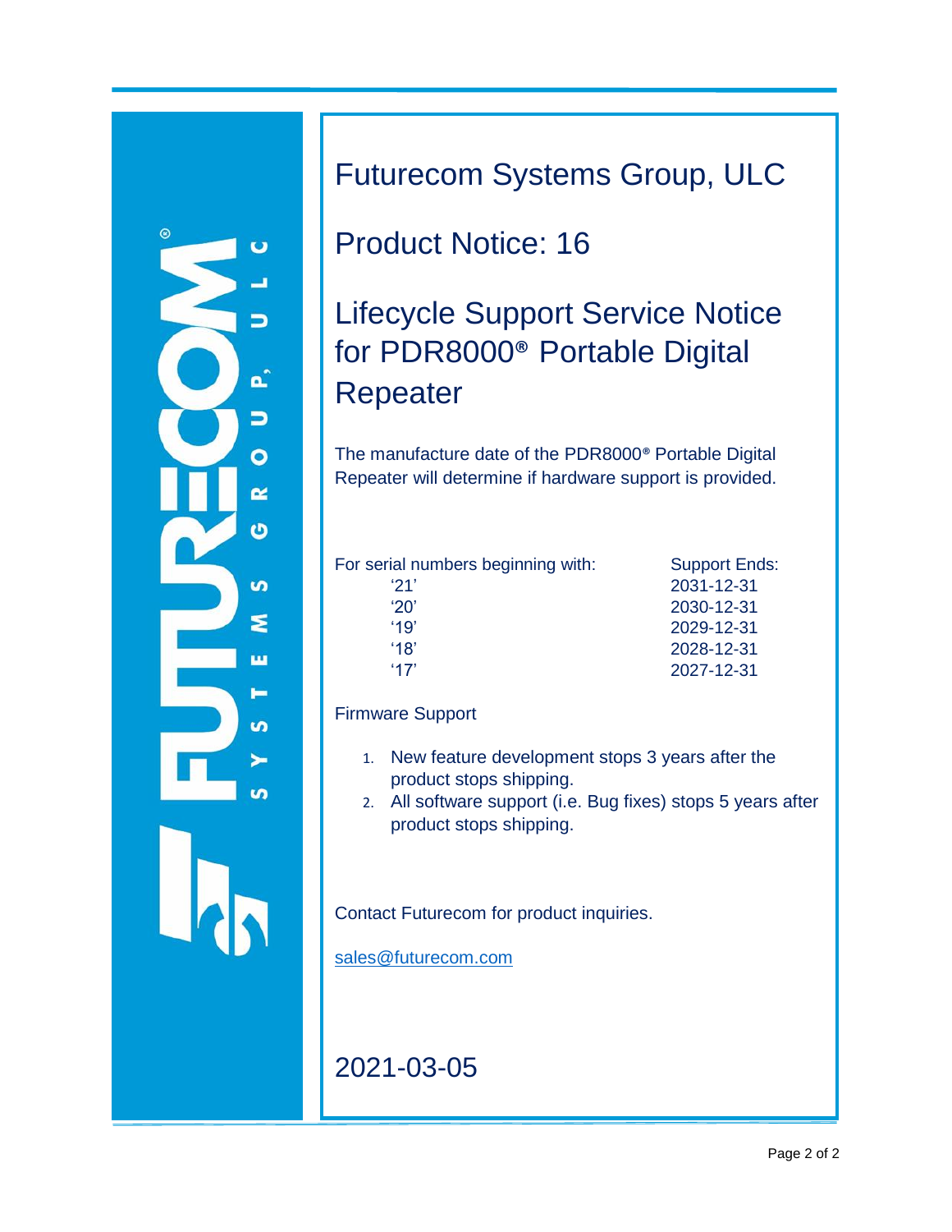# Futurecom Systems Group, ULC

## Product Notice: 16

## Lifecycle Support Service Notice for PDR8000® Portable Digital Repeater

The manufacture date of the PDR8000® Portable Digital Repeater will determine if hardware support is provided.

| For serial numbers beginning with: | Support Ends: |
|---|---|
| ‘21’ | 2031-12-31 |
| ‘20’ | 2030-12-31 |
| ‘19’ | 2029-12-31 |
| ‘18’ | 2028-12-31 |
| ‘17’ | 2027-12-31 |

Firmware Support

1. New feature development stops 3 years after the product stops shipping.
2. All software support (i.e. Bug fixes) stops 5 years after product stops shipping.

Contact Futurecom for product inquiries.

sales@futurecom.com

2021-03-05